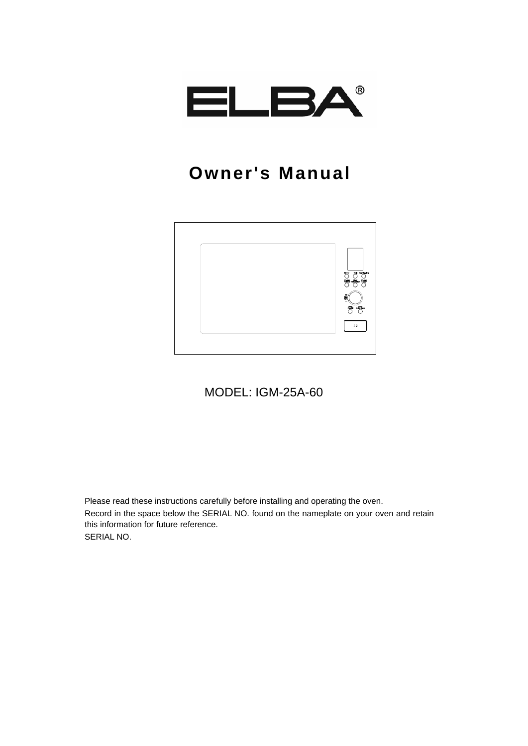# ELBA®

# Owner's Manual

MODEL: IGM-25A-60

Please read these instructions carefully before installing and operating the oven.

Record in the space below the SERIAL NO. found on the nameplate on your oven and retain this information for future reference.

SERIAL NO.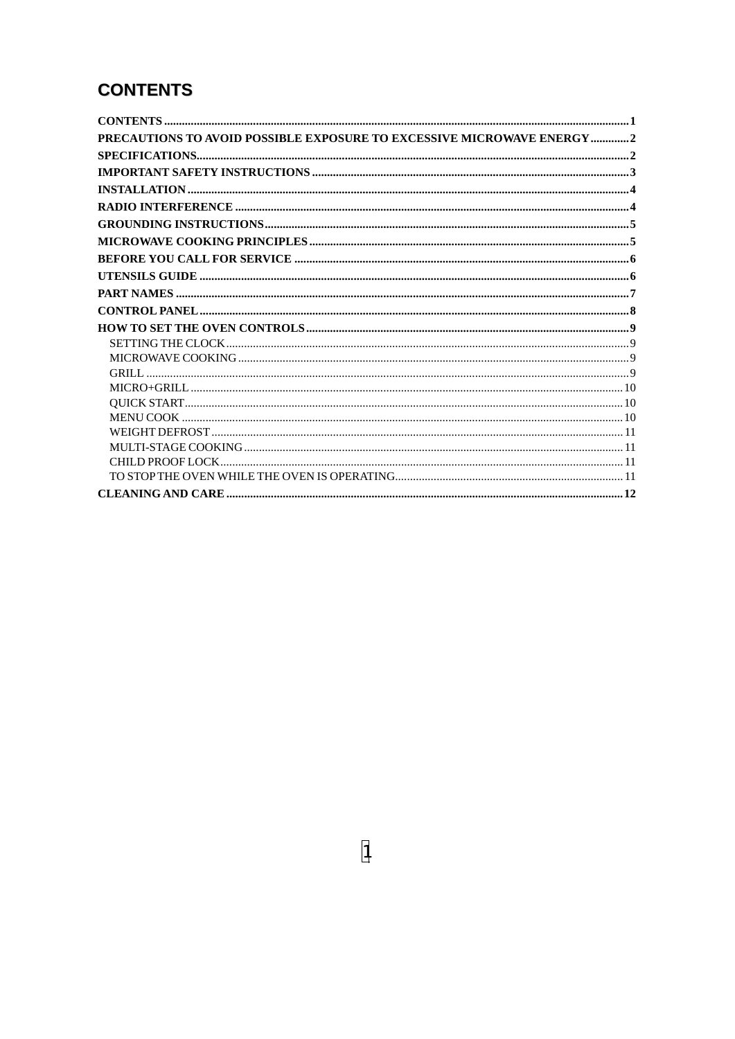# CONTENTS

**CONTENTS** ........................................................................ 1
**PRECAUTIONS TO AVOID POSSIBLE EXPOSURE TO EXCESSIVE MICROWAVE ENERGY** ............ 2
**SPECIFICATIONS** .................................................................. 2
**IMPORTANT SAFETY INSTRUCTIONS** ................................................... 3
**INSTALLATION** .................................................................... 4
**RADIO INTERFERENCE** .............................................................. 4
**GROUNDING INSTRUCTIONS** .......................................................... 5
**MICROWAVE COOKING PRINCIPLES** ..................................................... 5
**BEFORE YOU CALL FOR SERVICE** ...................................................... 6
**UTENSILS GUIDE** .................................................................. 6
**PART NAMES** ...................................................................... 7
**CONTROL PANEL** ................................................................... 8
**HOW TO SET THE OVEN CONTROLS** ..................................................... 9
- SETTING THE CLOCK ................................................................ 9
- MICROWAVE COOKING ................................................................ 9
- GRILL ............................................................................ 9
- MICRO+GRILL ...................................................................... 10
- QUICK START ...................................................................... 10
- MENU COOK ........................................................................ 10
- WEIGHT DEFROST ................................................................... 11
- MULTI-STAGE COOKING .............................................................. 11
- CHILD PROOF LOCK ................................................................. 11
- TO STOP THE OVEN WHILE THE OVEN IS OPERATING ..................................... 11

**CLEANING AND CARE** ............................................................... 12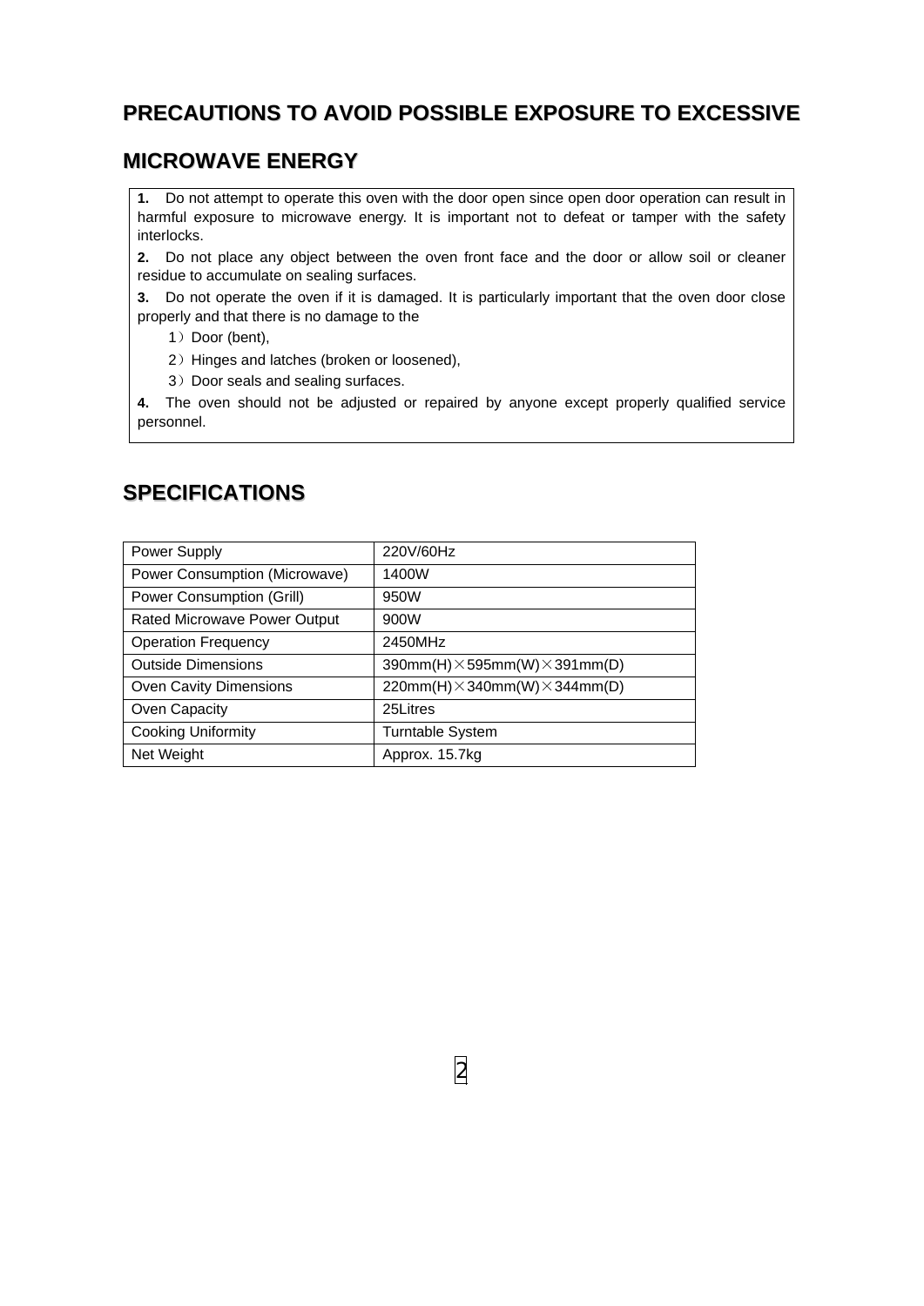## PRECAUTIONS TO AVOID POSSIBLE EXPOSURE TO EXCESSIVE MICROWAVE ENERGY

**1.** Do not attempt to operate this oven with the door open since open door operation can result in harmful exposure to microwave energy. It is important not to defeat or tamper with the safety interlocks.

**2.** Do not place any object between the oven front face and the door or allow soil or cleaner residue to accumulate on sealing surfaces.

**3.** Do not operate the oven if it is damaged. It is particularly important that the oven door close properly and that there is no damage to the

1）Door (bent),

2）Hinges and latches (broken or loosened),

3）Door seals and sealing surfaces.

**4.** The oven should not be adjusted or repaired by anyone except properly qualified service personnel.

## SPECIFICATIONS

| Power Supply | 220V/60Hz |
|---|---|
| Power Consumption (Microwave) | 1400W |
| Power Consumption (Grill) | 950W |
| Rated Microwave Power Output | 900W |
| Operation Frequency | 2450MHz |
| Outside Dimensions | 390mm(H)×595mm(W)×391mm(D) |
| Oven Cavity Dimensions | 220mm(H)×340mm(W)×344mm(D) |
| Oven Capacity | 25Litres |
| Cooking Uniformity | Turntable System |
| Net Weight | Approx. 15.7kg |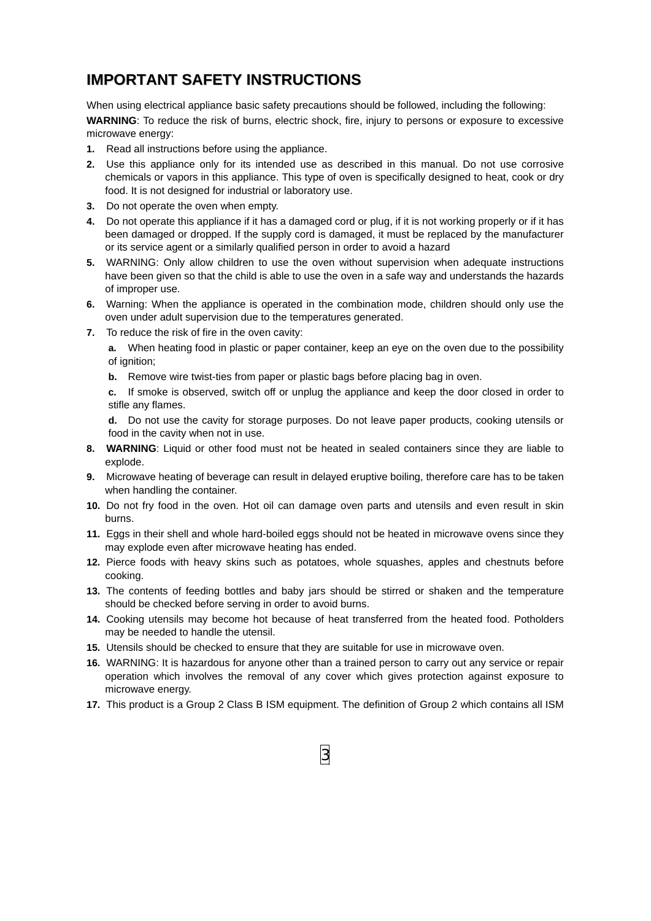# IMPORTANT SAFETY INSTRUCTIONS

When using electrical appliance basic safety precautions should be followed, including the following:

**WARNING**: To reduce the risk of burns, electric shock, fire, injury to persons or exposure to excessive microwave energy:

1. Read all instructions before using the appliance.
2. Use this appliance only for its intended use as described in this manual. Do not use corrosive chemicals or vapors in this appliance. This type of oven is specifically designed to heat, cook or dry food. It is not designed for industrial or laboratory use.
3. Do not operate the oven when empty.
4. Do not operate this appliance if it has a damaged cord or plug, if it is not working properly or if it has been damaged or dropped. If the supply cord is damaged, it must be replaced by the manufacturer or its service agent or a similarly qualified person in order to avoid a hazard
5. WARNING: Only allow children to use the oven without supervision when adequate instructions have been given so that the child is able to use the oven in a safe way and understands the hazards of improper use.
6. Warning: When the appliance is operated in the combination mode, children should only use the oven under adult supervision due to the temperatures generated.
7. To reduce the risk of fire in the oven cavity:
    a. When heating food in plastic or paper container, keep an eye on the oven due to the possibility of ignition;
    b. Remove wire twist-ties from paper or plastic bags before placing bag in oven.
    c. If smoke is observed, switch off or unplug the appliance and keep the door closed in order to stifle any flames.
    d. Do not use the cavity for storage purposes. Do not leave paper products, cooking utensils or food in the cavity when not in use.
8. **WARNING**: Liquid or other food must not be heated in sealed containers since they are liable to explode.
9. Microwave heating of beverage can result in delayed eruptive boiling, therefore care has to be taken when handling the container.
10. Do not fry food in the oven. Hot oil can damage oven parts and utensils and even result in skin burns.
11. Eggs in their shell and whole hard-boiled eggs should not be heated in microwave ovens since they may explode even after microwave heating has ended.
12. Pierce foods with heavy skins such as potatoes, whole squashes, apples and chestnuts before cooking.
13. The contents of feeding bottles and baby jars should be stirred or shaken and the temperature should be checked before serving in order to avoid burns.
14. Cooking utensils may become hot because of heat transferred from the heated food. Potholders may be needed to handle the utensil.
15. Utensils should be checked to ensure that they are suitable for use in microwave oven.
16. WARNING: It is hazardous for anyone other than a trained person to carry out any service or repair operation which involves the removal of any cover which gives protection against exposure to microwave energy.
17. This product is a Group 2 Class B ISM equipment. The definition of Group 2 which contains all ISM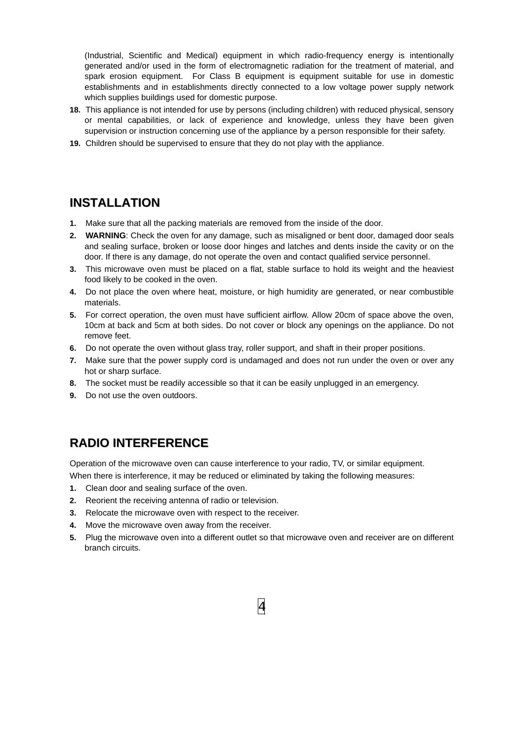(Industrial, Scientific and Medical) equipment in which radio-frequency energy is intentionally generated and/or used in the form of electromagnetic radiation for the treatment of material, and spark erosion equipment. For Class B equipment is equipment suitable for use in domestic establishments and in establishments directly connected to a low voltage power supply network which supplies buildings used for domestic purpose.

**18.** This appliance is not intended for use by persons (including children) with reduced physical, sensory or mental capabilities, or lack of experience and knowledge, unless they have been given supervision or instruction concerning use of the appliance by a person responsible for their safety.

**19.** Children should be supervised to ensure that they do not play with the appliance.

## INSTALLATION

1. Make sure that all the packing materials are removed from the inside of the door.
2. **WARNING**: Check the oven for any damage, such as misaligned or bent door, damaged door seals and sealing surface, broken or loose door hinges and latches and dents inside the cavity or on the door. If there is any damage, do not operate the oven and contact qualified service personnel.
3. This microwave oven must be placed on a flat, stable surface to hold its weight and the heaviest food likely to be cooked in the oven.
4. Do not place the oven where heat, moisture, or high humidity are generated, or near combustible materials.
5. For correct operation, the oven must have sufficient airflow. Allow 20cm of space above the oven, 10cm at back and 5cm at both sides. Do not cover or block any openings on the appliance. Do not remove feet.
6. Do not operate the oven without glass tray, roller support, and shaft in their proper positions.
7. Make sure that the power supply cord is undamaged and does not run under the oven or over any hot or sharp surface.
8. The socket must be readily accessible so that it can be easily unplugged in an emergency.
9. Do not use the oven outdoors.

## RADIO INTERFERENCE

Operation of the microwave oven can cause interference to your radio, TV, or similar equipment.

When there is interference, it may be reduced or eliminated by taking the following measures:

1. Clean door and sealing surface of the oven.
2. Reorient the receiving antenna of radio or television.
3. Relocate the microwave oven with respect to the receiver.
4. Move the microwave oven away from the receiver.
5. Plug the microwave oven into a different outlet so that microwave oven and receiver are on different branch circuits.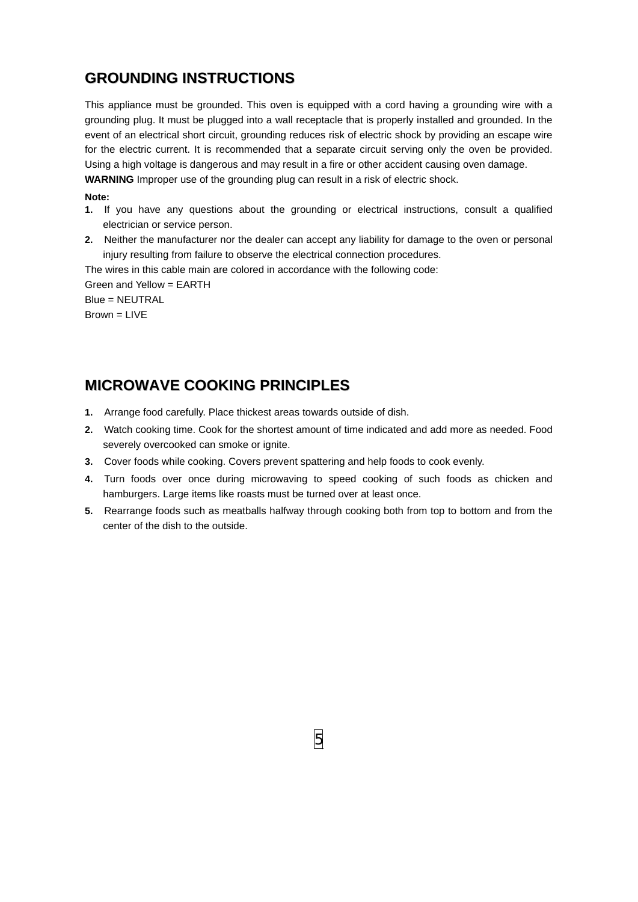## GROUNDING INSTRUCTIONS

This appliance must be grounded. This oven is equipped with a cord having a grounding wire with a grounding plug. It must be plugged into a wall receptacle that is properly installed and grounded. In the event of an electrical short circuit, grounding reduces risk of electric shock by providing an escape wire for the electric current. It is recommended that a separate circuit serving only the oven be provided. Using a high voltage is dangerous and may result in a fire or other accident causing oven damage.

**WARNING** Improper use of the grounding plug can result in a risk of electric shock.

**Note:**

1. If you have any questions about the grounding or electrical instructions, consult a qualified electrician or service person.
2. Neither the manufacturer nor the dealer can accept any liability for damage to the oven or personal injury resulting from failure to observe the electrical connection procedures.

The wires in this cable main are colored in accordance with the following code:

Green and Yellow = EARTH

Blue = NEUTRAL

Brown = LIVE

## MICROWAVE COOKING PRINCIPLES

1. Arrange food carefully. Place thickest areas towards outside of dish.
2. Watch cooking time. Cook for the shortest amount of time indicated and add more as needed. Food severely overcooked can smoke or ignite.
3. Cover foods while cooking. Covers prevent spattering and help foods to cook evenly.
4. Turn foods over once during microwaving to speed cooking of such foods as chicken and hamburgers. Large items like roasts must be turned over at least once.
5. Rearrange foods such as meatballs halfway through cooking both from top to bottom and from the center of the dish to the outside.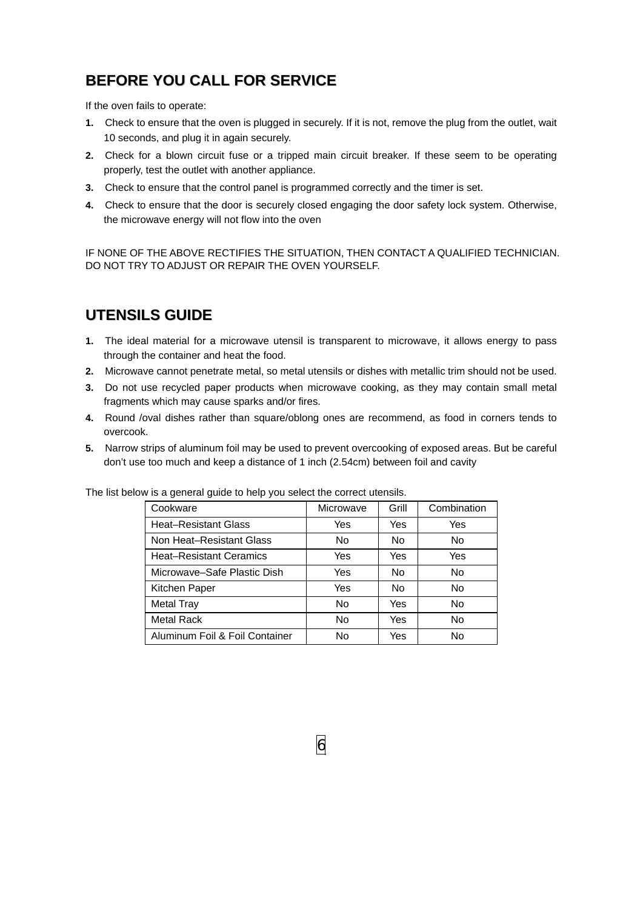## BEFORE YOU CALL FOR SERVICE

If the oven fails to operate:

1. Check to ensure that the oven is plugged in securely. If it is not, remove the plug from the outlet, wait 10 seconds, and plug it in again securely.
2. Check for a blown circuit fuse or a tripped main circuit breaker. If these seem to be operating properly, test the outlet with another appliance.
3. Check to ensure that the control panel is programmed correctly and the timer is set.
4. Check to ensure that the door is securely closed engaging the door safety lock system. Otherwise, the microwave energy will not flow into the oven

IF NONE OF THE ABOVE RECTIFIES THE SITUATION, THEN CONTACT A QUALIFIED TECHNICIAN. DO NOT TRY TO ADJUST OR REPAIR THE OVEN YOURSELF.

## UTENSILS GUIDE

1. The ideal material for a microwave utensil is transparent to microwave, it allows energy to pass through the container and heat the food.
2. Microwave cannot penetrate metal, so metal utensils or dishes with metallic trim should not be used.
3. Do not use recycled paper products when microwave cooking, as they may contain small metal fragments which may cause sparks and/or fires.
4. Round /oval dishes rather than square/oblong ones are recommend, as food in corners tends to overcook.
5. Narrow strips of aluminum foil may be used to prevent overcooking of exposed areas. But be careful don't use too much and keep a distance of 1 inch (2.54cm) between foil and cavity

The list below is a general guide to help you select the correct utensils.

| Cookware | Microwave | Grill | Combination |
|---|---|---|---|
| Heat–Resistant Glass | Yes | Yes | Yes |
| Non Heat–Resistant Glass | No | No | No |
| Heat–Resistant Ceramics | Yes | Yes | Yes |
| Microwave–Safe Plastic Dish | Yes | No | No |
| Kitchen Paper | Yes | No | No |
| Metal Tray | No | Yes | No |
| Metal Rack | No | Yes | No |
| Aluminum Foil & Foil Container | No | Yes | No |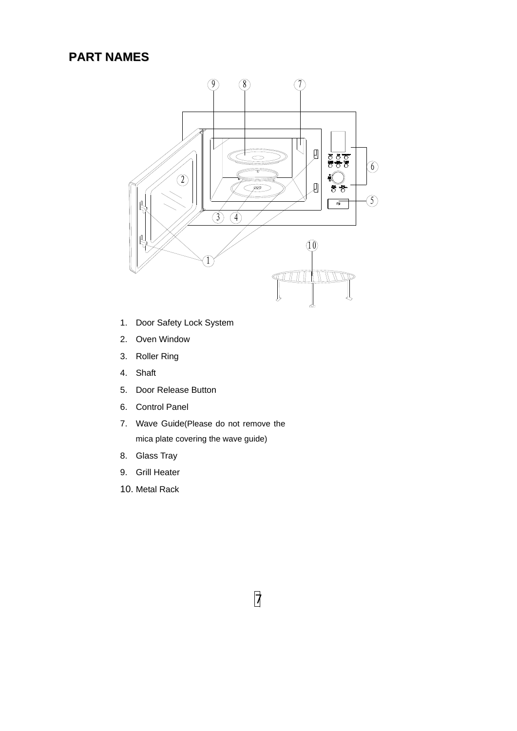# PART NAMES

1. Door Safety Lock System
2. Oven Window
3. Roller Ring
4. Shaft
5. Door Release Button
6. Control Panel
7. Wave Guide(Please do not remove the mica plate covering the wave guide)
8. Glass Tray
9. Grill Heater
10. Metal Rack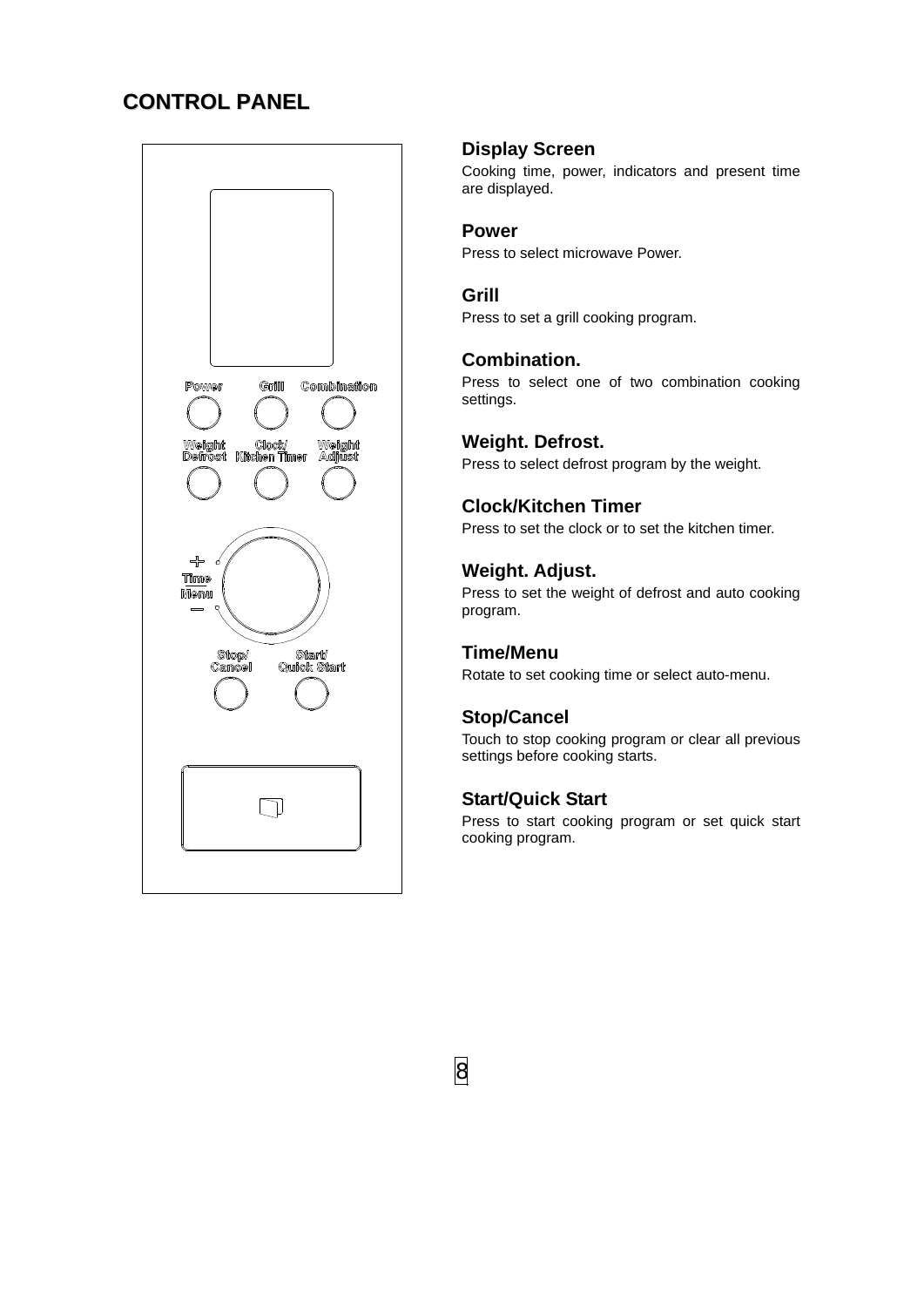# CONTROL PANEL

### Display Screen

Cooking time, power, indicators and present time are displayed.

### Power

Press to select microwave Power.

### Grill

Press to set a grill cooking program.

### Combination.

Press to select one of two combination cooking settings.

### Weight. Defrost.

Press to select defrost program by the weight.

### Clock/Kitchen Timer

Press to set the clock or to set the kitchen timer.

### Weight. Adjust.

Press to set the weight of defrost and auto cooking program.

### Time/Menu

Rotate to set cooking time or select auto-menu.

### Stop/Cancel

Touch to stop cooking program or clear all previous settings before cooking starts.

### Start/Quick Start

Press to start cooking program or set quick start cooking program.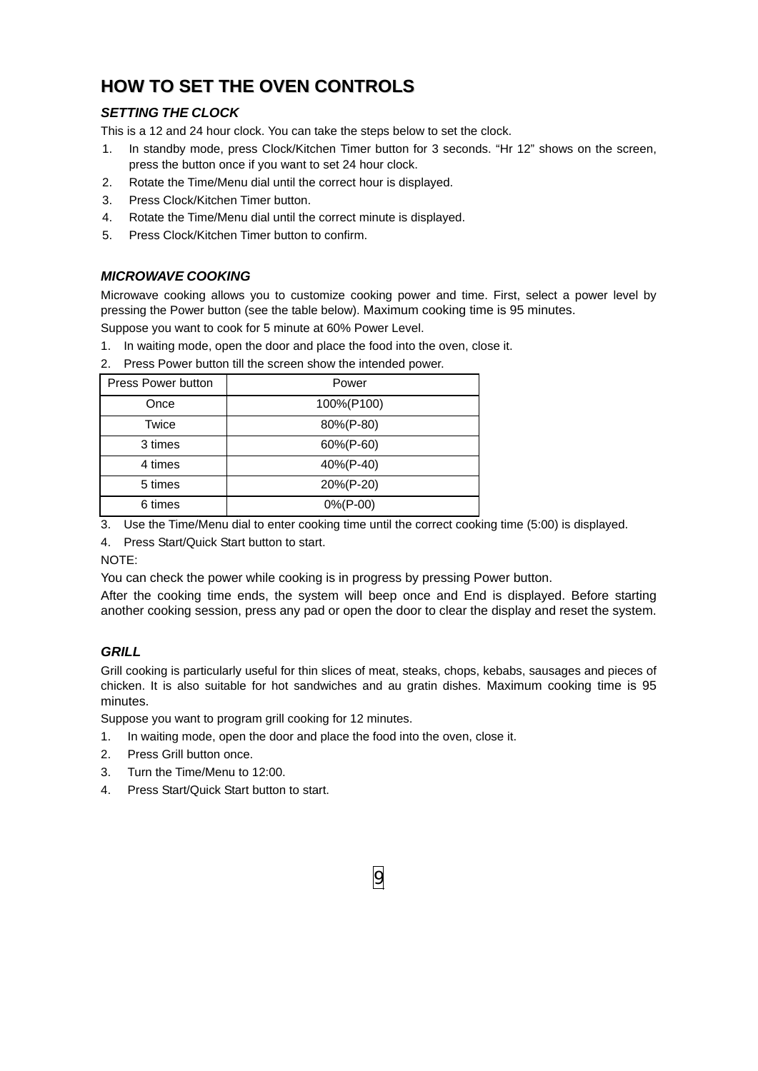# HOW TO SET THE OVEN CONTROLS

### *SETTING THE CLOCK*

This is a 12 and 24 hour clock. You can take the steps below to set the clock.

1. In standby mode, press Clock/Kitchen Timer button for 3 seconds. “Hr 12” shows on the screen, press the button once if you want to set 24 hour clock.
2. Rotate the Time/Menu dial until the correct hour is displayed.
3. Press Clock/Kitchen Timer button.
4. Rotate the Time/Menu dial until the correct minute is displayed.
5. Press Clock/Kitchen Timer button to confirm.

### *MICROWAVE COOKING*

Microwave cooking allows you to customize cooking power and time. First, select a power level by pressing the Power button (see the table below). Maximum cooking time is 95 minutes.

Suppose you want to cook for 5 minute at 60% Power Level.

1. In waiting mode, open the door and place the food into the oven, close it.
2. Press Power button till the screen show the intended power.

| Press Power button | Power |
|---|---|
| Once | 100%(P100) |
| Twice | 80%(P-80) |
| 3 times | 60%(P-60) |
| 4 times | 40%(P-40) |
| 5 times | 20%(P-20) |
| 6 times | 0%(P-00) |

3. Use the Time/Menu dial to enter cooking time until the correct cooking time (5:00) is displayed.
4. Press Start/Quick Start button to start.

NOTE:

You can check the power while cooking is in progress by pressing Power button.

After the cooking time ends, the system will beep once and End is displayed. Before starting another cooking session, press any pad or open the door to clear the display and reset the system.

### *GRILL*

Grill cooking is particularly useful for thin slices of meat, steaks, chops, kebabs, sausages and pieces of chicken. It is also suitable for hot sandwiches and au gratin dishes. Maximum cooking time is 95 minutes.

Suppose you want to program grill cooking for 12 minutes.

1. In waiting mode, open the door and place the food into the oven, close it.
2. Press Grill button once.
3. Turn the Time/Menu to 12:00.
4. Press Start/Quick Start button to start.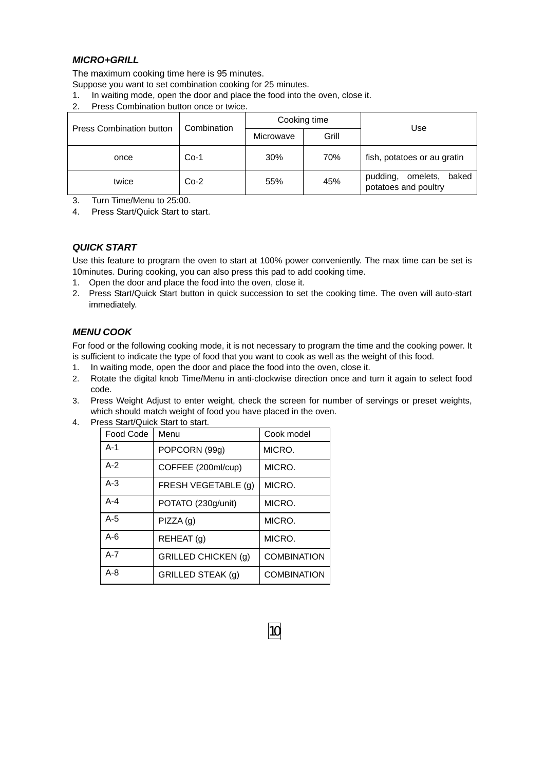### *MICRO+GRILL*

The maximum cooking time here is 95 minutes.

Suppose you want to set combination cooking for 25 minutes.

1. In waiting mode, open the door and place the food into the oven, close it.
2. Press Combination button once or twice.

| Press Combination button | Combination | Cooking time | | Use |
|---|---|---|---|---|
| | | Microwave | Grill | |
| once | Co-1 | 30% | 70% | fish, potatoes or au gratin |
| twice | Co-2 | 55% | 45% | pudding, omelets, baked potatoes and poultry |

3. Turn Time/Menu to 25:00.
4. Press Start/Quick Start to start.

### *QUICK START*

Use this feature to program the oven to start at 100% power conveniently. The max time can be set is 10minutes. During cooking, you can also press this pad to add cooking time.

1. Open the door and place the food into the oven, close it.
2. Press Start/Quick Start button in quick succession to set the cooking time. The oven will auto-start immediately.

### *MENU COOK*

For food or the following cooking mode, it is not necessary to program the time and the cooking power. It is sufficient to indicate the type of food that you want to cook as well as the weight of this food.

1. In waiting mode, open the door and place the food into the oven, close it.
2. Rotate the digital knob Time/Menu in anti-clockwise direction once and turn it again to select food code.
3. Press Weight Adjust to enter weight, check the screen for number of servings or preset weights, which should match weight of food you have placed in the oven.
4. Press Start/Quick Start to start.

| Food Code | Menu | Cook model |
|---|---|---|
| A-1 | POPCORN (99g) | MICRO. |
| A-2 | COFFEE (200ml/cup) | MICRO. |
| A-3 | FRESH VEGETABLE (g) | MICRO. |
| A-4 | POTATO (230g/unit) | MICRO. |
| A-5 | PIZZA (g) | MICRO. |
| A-6 | REHEAT (g) | MICRO. |
| A-7 | GRILLED CHICKEN (g) | COMBINATION |
| A-8 | GRILLED STEAK (g) | COMBINATION |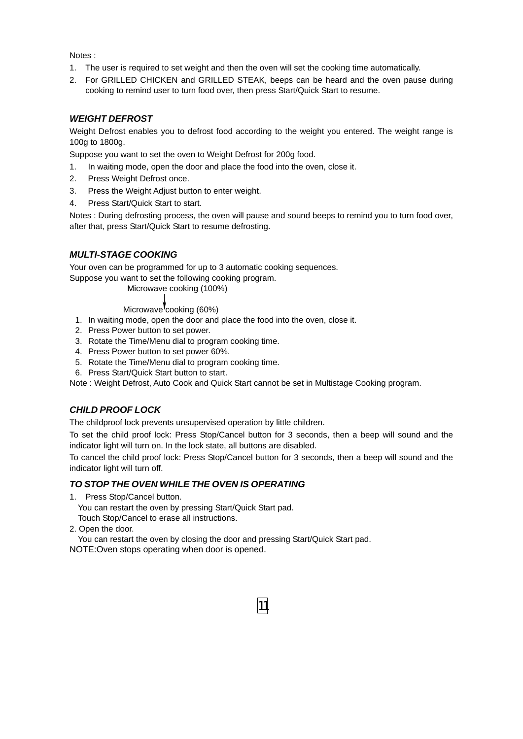Notes :

1. The user is required to set weight and then the oven will set the cooking time automatically.
2. For GRILLED CHICKEN and GRILLED STEAK, beeps can be heard and the oven pause during cooking to remind user to turn food over, then press Start/Quick Start to resume.

### *WEIGHT DEFROST*

Weight Defrost enables you to defrost food according to the weight you entered. The weight range is 100g to 1800g.

Suppose you want to set the oven to Weight Defrost for 200g food.

1. In waiting mode, open the door and place the food into the oven, close it.
2. Press Weight Defrost once.
3. Press the Weight Adjust button to enter weight.
4. Press Start/Quick Start to start.

Notes : During defrosting process, the oven will pause and sound beeps to remind you to turn food over, after that, press Start/Quick Start to resume defrosting.

### *MULTI-STAGE COOKING*

Your oven can be programmed for up to 3 automatic cooking sequences.

Suppose you want to set the following cooking program.

Microwave cooking (100%)

↓

Microwave cooking (60%)

1. In waiting mode, open the door and place the food into the oven, close it.
2. Press Power button to set power.
3. Rotate the Time/Menu dial to program cooking time.
4. Press Power button to set power 60%.
5. Rotate the Time/Menu dial to program cooking time.
6. Press Start/Quick Start button to start.

Note : Weight Defrost, Auto Cook and Quick Start cannot be set in Multistage Cooking program.

### *CHILD PROOF LOCK*

The childproof lock prevents unsupervised operation by little children.

To set the child proof lock: Press Stop/Cancel button for 3 seconds, then a beep will sound and the indicator light will turn on. In the lock state, all buttons are disabled.

To cancel the child proof lock: Press Stop/Cancel button for 3 seconds, then a beep will sound and the indicator light will turn off.

### *TO STOP THE OVEN WHILE THE OVEN IS OPERATING*

1. Press Stop/Cancel button.
   You can restart the oven by pressing Start/Quick Start pad.
   Touch Stop/Cancel to erase all instructions.
2. Open the door.
   You can restart the oven by closing the door and pressing Start/Quick Start pad.

NOTE:Oven stops operating when door is opened.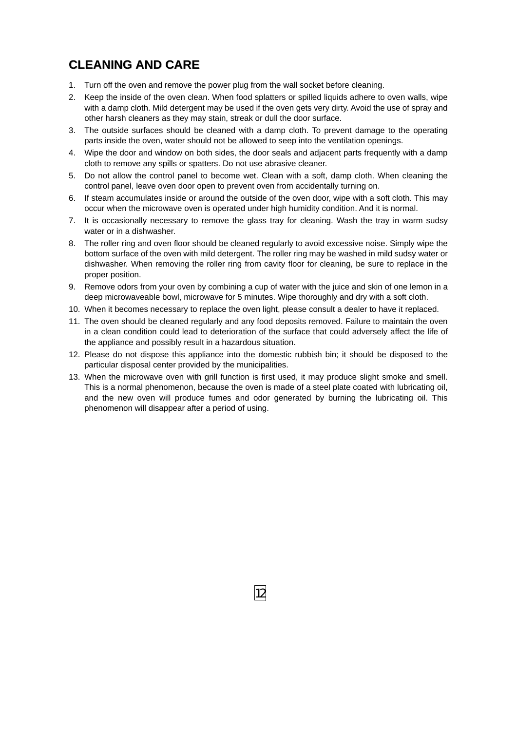## CLEANING AND CARE

1. Turn off the oven and remove the power plug from the wall socket before cleaning.
2. Keep the inside of the oven clean. When food splatters or spilled liquids adhere to oven walls, wipe with a damp cloth. Mild detergent may be used if the oven gets very dirty. Avoid the use of spray and other harsh cleaners as they may stain, streak or dull the door surface.
3. The outside surfaces should be cleaned with a damp cloth. To prevent damage to the operating parts inside the oven, water should not be allowed to seep into the ventilation openings.
4. Wipe the door and window on both sides, the door seals and adjacent parts frequently with a damp cloth to remove any spills or spatters. Do not use abrasive cleaner.
5. Do not allow the control panel to become wet. Clean with a soft, damp cloth. When cleaning the control panel, leave oven door open to prevent oven from accidentally turning on.
6. If steam accumulates inside or around the outside of the oven door, wipe with a soft cloth. This may occur when the microwave oven is operated under high humidity condition. And it is normal.
7. It is occasionally necessary to remove the glass tray for cleaning. Wash the tray in warm sudsy water or in a dishwasher.
8. The roller ring and oven floor should be cleaned regularly to avoid excessive noise. Simply wipe the bottom surface of the oven with mild detergent. The roller ring may be washed in mild sudsy water or dishwasher. When removing the roller ring from cavity floor for cleaning, be sure to replace in the proper position.
9. Remove odors from your oven by combining a cup of water with the juice and skin of one lemon in a deep microwaveable bowl, microwave for 5 minutes. Wipe thoroughly and dry with a soft cloth.
10. When it becomes necessary to replace the oven light, please consult a dealer to have it replaced.
11. The oven should be cleaned regularly and any food deposits removed. Failure to maintain the oven in a clean condition could lead to deterioration of the surface that could adversely affect the life of the appliance and possibly result in a hazardous situation.
12. Please do not dispose this appliance into the domestic rubbish bin; it should be disposed to the particular disposal center provided by the municipalities.
13. When the microwave oven with grill function is first used, it may produce slight smoke and smell. This is a normal phenomenon, because the oven is made of a steel plate coated with lubricating oil, and the new oven will produce fumes and odor generated by burning the lubricating oil. This phenomenon will disappear after a period of using.